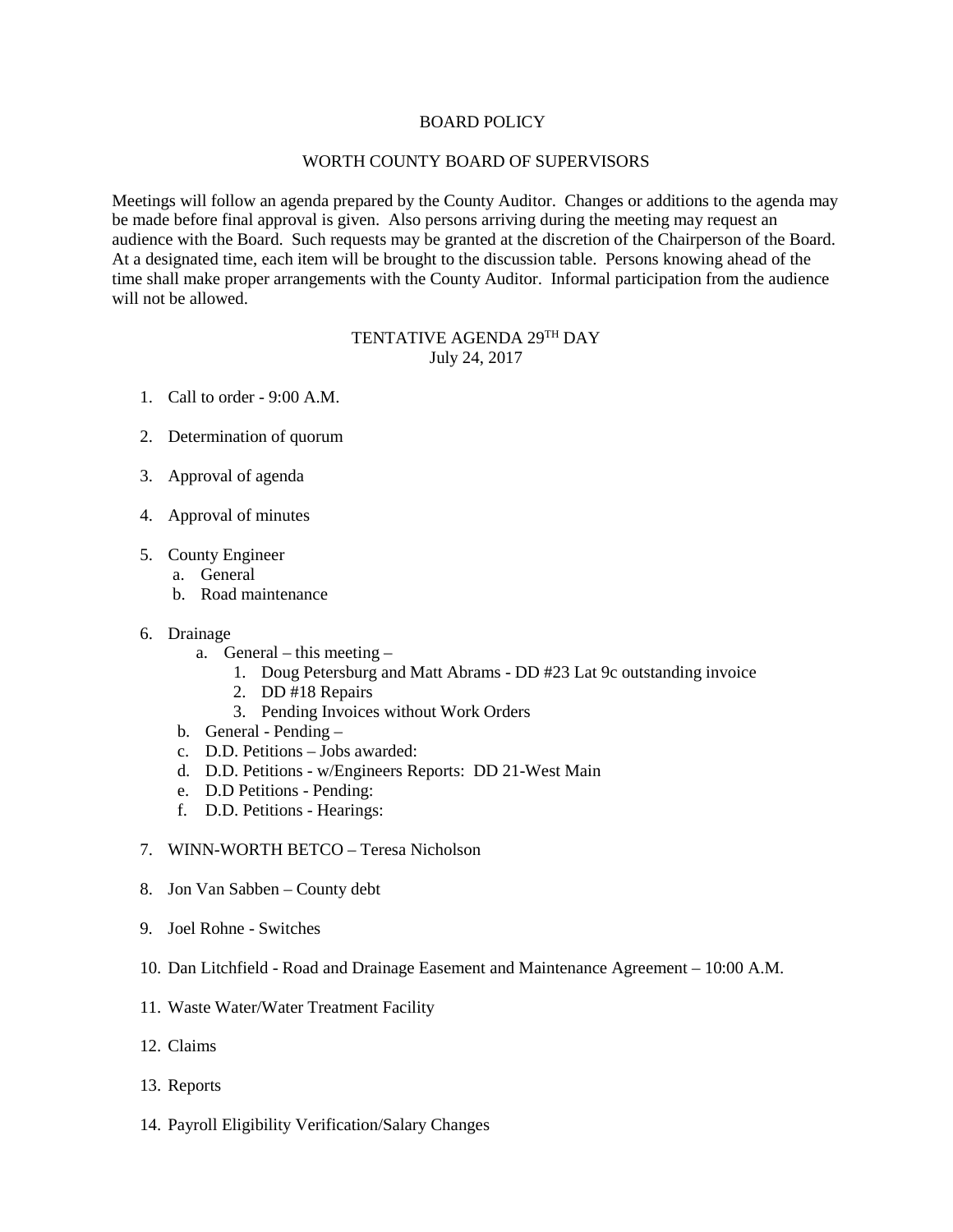# BOARD POLICY

## WORTH COUNTY BOARD OF SUPERVISORS

Meetings will follow an agenda prepared by the County Auditor. Changes or additions to the agenda may be made before final approval is given. Also persons arriving during the meeting may request an audience with the Board. Such requests may be granted at the discretion of the Chairperson of the Board. At a designated time, each item will be brought to the discussion table. Persons knowing ahead of the time shall make proper arrangements with the County Auditor. Informal participation from the audience will not be allowed.

## TENTATIVE AGENDA 29TH DAY
July 24, 2017

1. Call to order - 9:00 A.M.

2. Determination of quorum

3. Approval of agenda

4. Approval of minutes

5. County Engineer
   a. General
   b. Road maintenance

6. Drainage
   a. General – this meeting –
      1. Doug Petersburg and Matt Abrams - DD #23 Lat 9c outstanding invoice
      2. DD #18 Repairs
      3. Pending Invoices without Work Orders
   b. General - Pending –
   c. D.D. Petitions – Jobs awarded:
   d. D.D. Petitions - w/Engineers Reports: DD 21-West Main
   e. D.D Petitions - Pending:
   f. D.D. Petitions - Hearings:

7. WINN-WORTH BETCO – Teresa Nicholson

8. Jon Van Sabben – County debt

9. Joel Rohne - Switches

10. Dan Litchfield - Road and Drainage Easement and Maintenance Agreement – 10:00 A.M.

11. Waste Water/Water Treatment Facility

12. Claims

13. Reports

14. Payroll Eligibility Verification/Salary Changes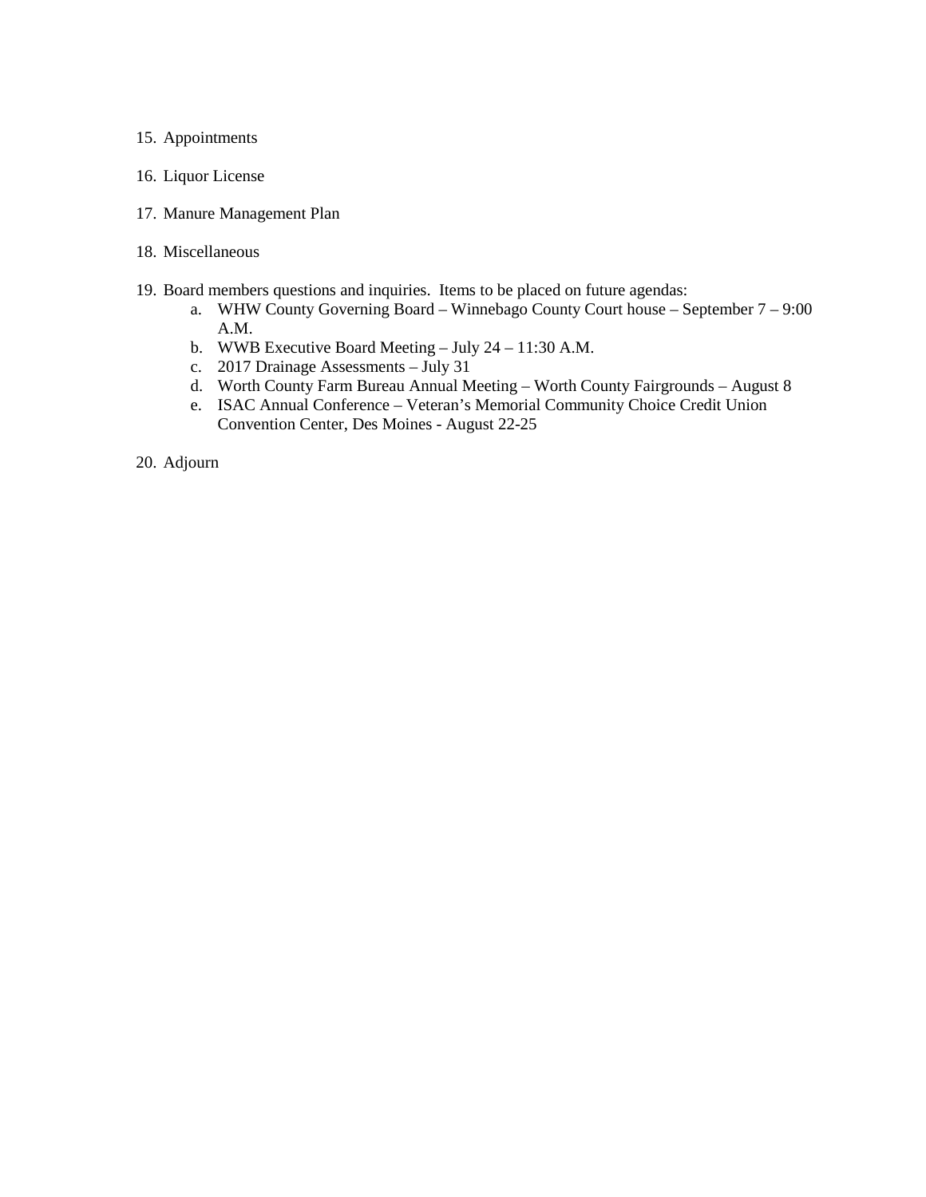15. Appointments

16. Liquor License

17. Manure Management Plan

18. Miscellaneous

19. Board members questions and inquiries.  Items to be placed on future agendas:
    a. WHW County Governing Board – Winnebago County Court house – September 7 – 9:00 A.M.
    b. WWB Executive Board Meeting – July 24 – 11:30 A.M.
    c. 2017 Drainage Assessments – July 31
    d. Worth County Farm Bureau Annual Meeting – Worth County Fairgrounds – August 8
    e. ISAC Annual Conference – Veteran's Memorial Community Choice Credit Union Convention Center, Des Moines - August 22-25

20. Adjourn